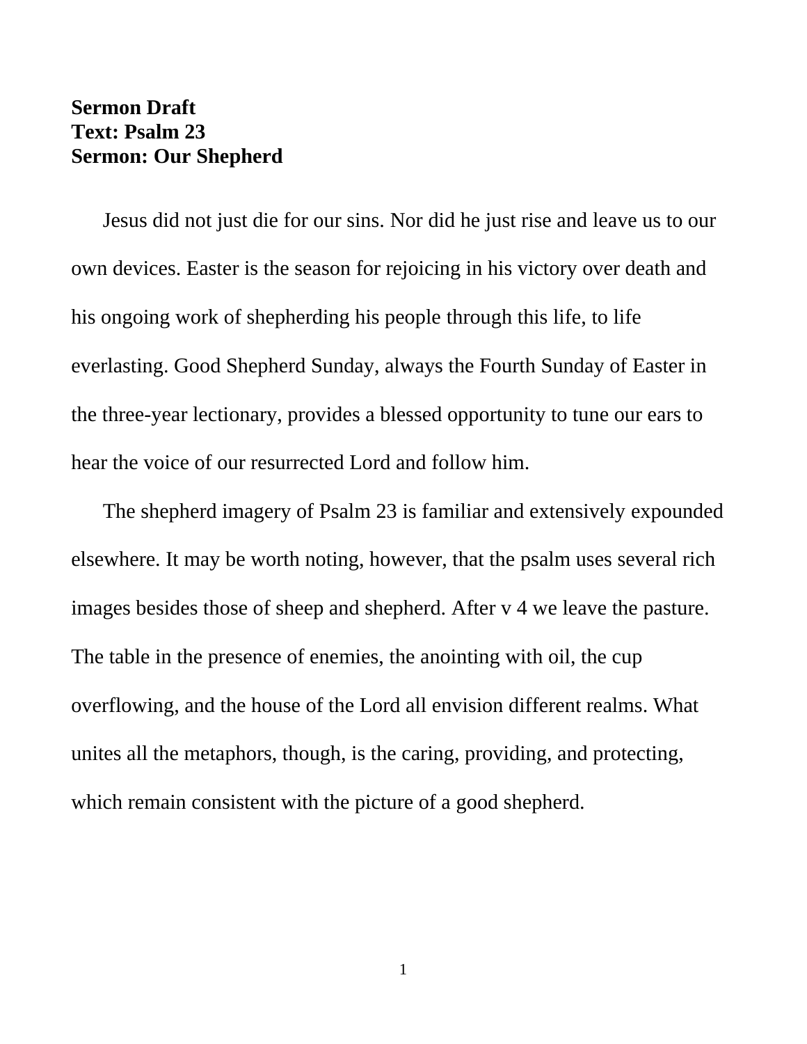**Sermon Draft**
**Text: Psalm 23**
**Sermon: Our Shepherd**

Jesus did not just die for our sins. Nor did he just rise and leave us to our own devices. Easter is the season for rejoicing in his victory over death and his ongoing work of shepherding his people through this life, to life everlasting. Good Shepherd Sunday, always the Fourth Sunday of Easter in the three-year lectionary, provides a blessed opportunity to tune our ears to hear the voice of our resurrected Lord and follow him.

The shepherd imagery of Psalm 23 is familiar and extensively expounded elsewhere. It may be worth noting, however, that the psalm uses several rich images besides those of sheep and shepherd. After v 4 we leave the pasture. The table in the presence of enemies, the anointing with oil, the cup overflowing, and the house of the Lord all envision different realms. What unites all the metaphors, though, is the caring, providing, and protecting, which remain consistent with the picture of a good shepherd.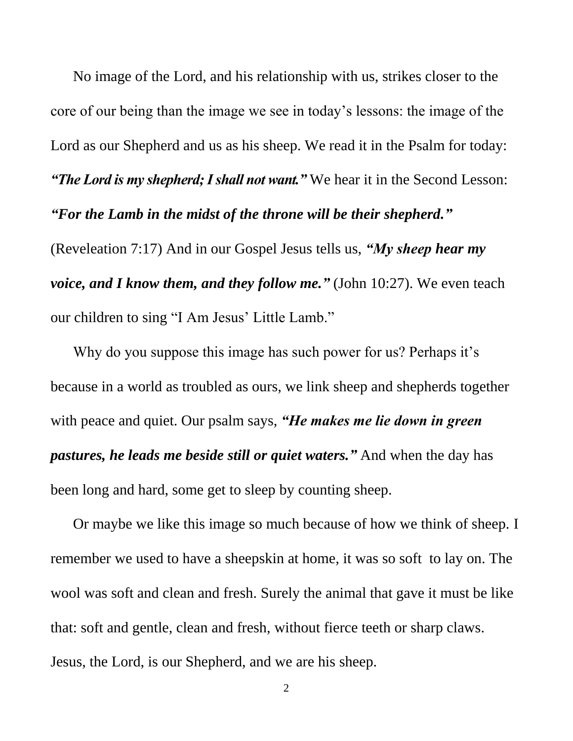No image of the Lord, and his relationship with us, strikes closer to the core of our being than the image we see in today's lessons: the image of the Lord as our Shepherd and us as his sheep. We read it in the Psalm for today: ***"The Lord is my shepherd; I shall not want."*** We hear it in the Second Lesson: ***"For the Lamb in the midst of the throne will be their shepherd."*** (Reveleation 7:17) And in our Gospel Jesus tells us, ***"My sheep hear my voice, and I know them, and they follow me."*** (John 10:27). We even teach our children to sing "I Am Jesus' Little Lamb."

Why do you suppose this image has such power for us? Perhaps it's because in a world as troubled as ours, we link sheep and shepherds together with peace and quiet. Our psalm says, ***"He makes me lie down in green pastures, he leads me beside still or quiet waters."*** And when the day has been long and hard, some get to sleep by counting sheep.

Or maybe we like this image so much because of how we think of sheep. I remember we used to have a sheepskin at home, it was so soft to lay on. The wool was soft and clean and fresh. Surely the animal that gave it must be like that: soft and gentle, clean and fresh, without fierce teeth or sharp claws. Jesus, the Lord, is our Shepherd, and we are his sheep.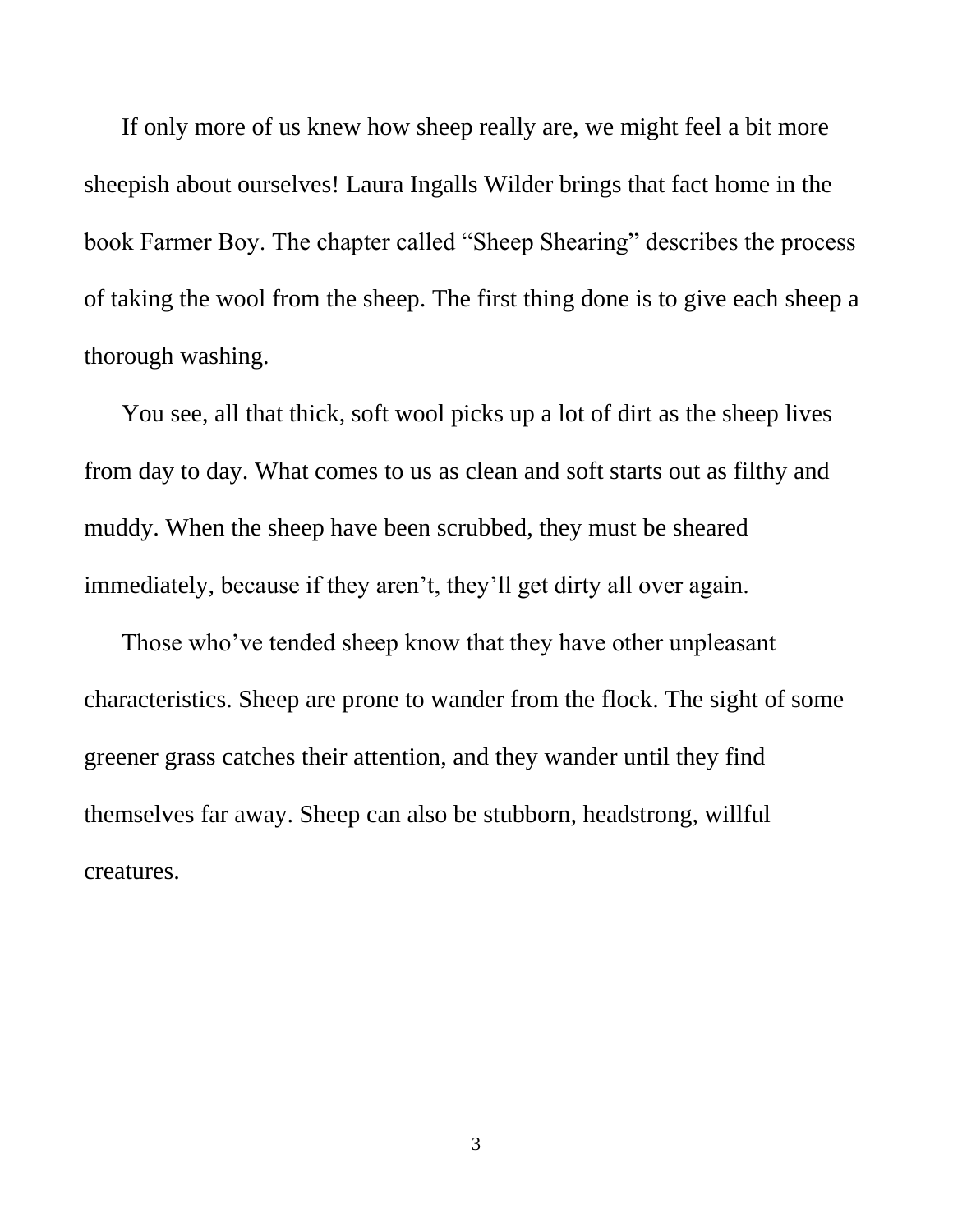If only more of us knew how sheep really are, we might feel a bit more sheepish about ourselves! Laura Ingalls Wilder brings that fact home in the book Farmer Boy. The chapter called “Sheep Shearing” describes the process of taking the wool from the sheep. The first thing done is to give each sheep a thorough washing.

You see, all that thick, soft wool picks up a lot of dirt as the sheep lives from day to day. What comes to us as clean and soft starts out as filthy and muddy. When the sheep have been scrubbed, they must be sheared immediately, because if they aren’t, they’ll get dirty all over again.

Those who’ve tended sheep know that they have other unpleasant characteristics. Sheep are prone to wander from the flock. The sight of some greener grass catches their attention, and they wander until they find themselves far away. Sheep can also be stubborn, headstrong, willful creatures.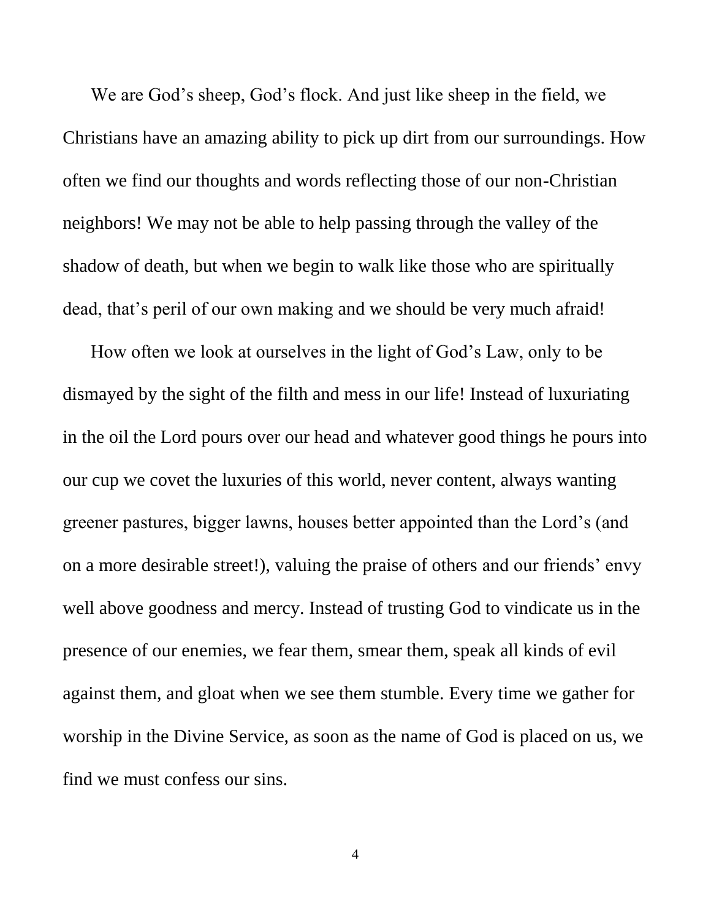We are God's sheep, God's flock. And just like sheep in the field, we Christians have an amazing ability to pick up dirt from our surroundings. How often we find our thoughts and words reflecting those of our non-Christian neighbors! We may not be able to help passing through the valley of the shadow of death, but when we begin to walk like those who are spiritually dead, that's peril of our own making and we should be very much afraid!

How often we look at ourselves in the light of God's Law, only to be dismayed by the sight of the filth and mess in our life! Instead of luxuriating in the oil the Lord pours over our head and whatever good things he pours into our cup we covet the luxuries of this world, never content, always wanting greener pastures, bigger lawns, houses better appointed than the Lord's (and on a more desirable street!), valuing the praise of others and our friends' envy well above goodness and mercy. Instead of trusting God to vindicate us in the presence of our enemies, we fear them, smear them, speak all kinds of evil against them, and gloat when we see them stumble. Every time we gather for worship in the Divine Service, as soon as the name of God is placed on us, we find we must confess our sins.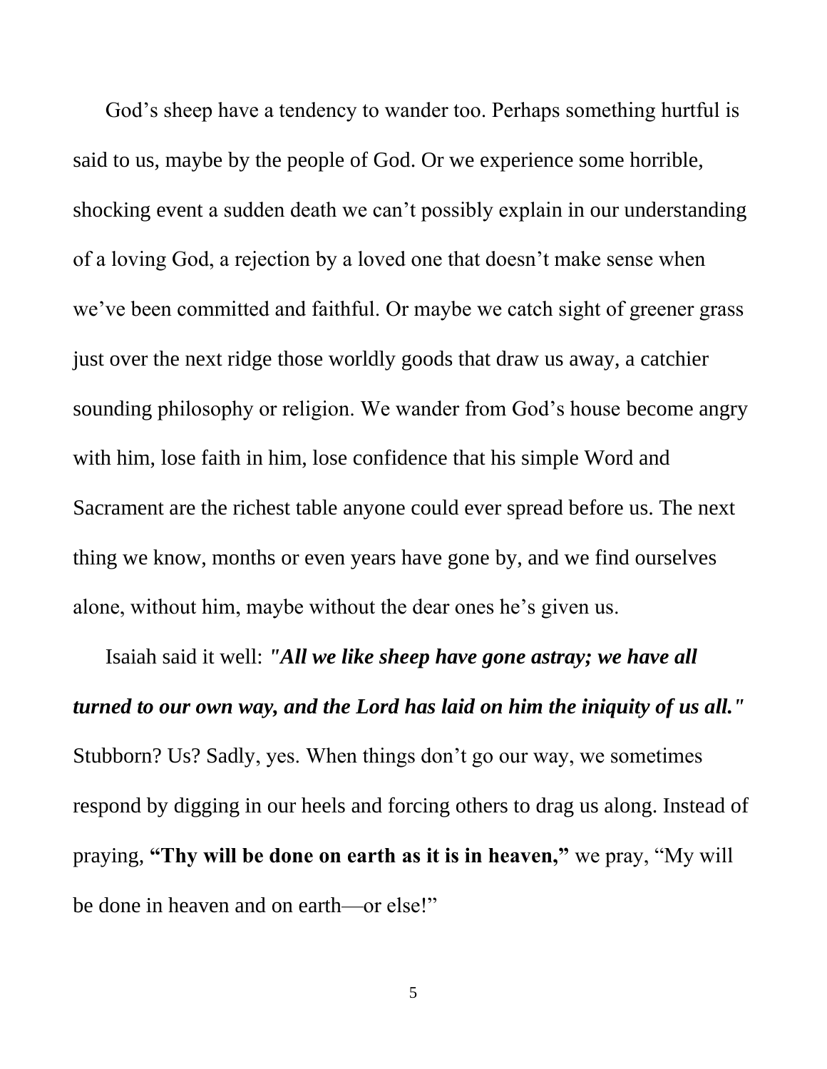God's sheep have a tendency to wander too. Perhaps something hurtful is said to us, maybe by the people of God. Or we experience some horrible, shocking event a sudden death we can't possibly explain in our understanding of a loving God, a rejection by a loved one that doesn't make sense when we've been committed and faithful. Or maybe we catch sight of greener grass just over the next ridge those worldly goods that draw us away, a catchier sounding philosophy or religion. We wander from God's house become angry with him, lose faith in him, lose confidence that his simple Word and Sacrament are the richest table anyone could ever spread before us. The next thing we know, months or even years have gone by, and we find ourselves alone, without him, maybe without the dear ones he's given us.

Isaiah said it well: ***"All we like sheep have gone astray; we have all turned to our own way, and the Lord has laid on him the iniquity of us all."*** Stubborn? Us? Sadly, yes. When things don't go our way, we sometimes respond by digging in our heels and forcing others to drag us along. Instead of praying, **"Thy will be done on earth as it is in heaven,"** we pray, "My will be done in heaven and on earth—or else!"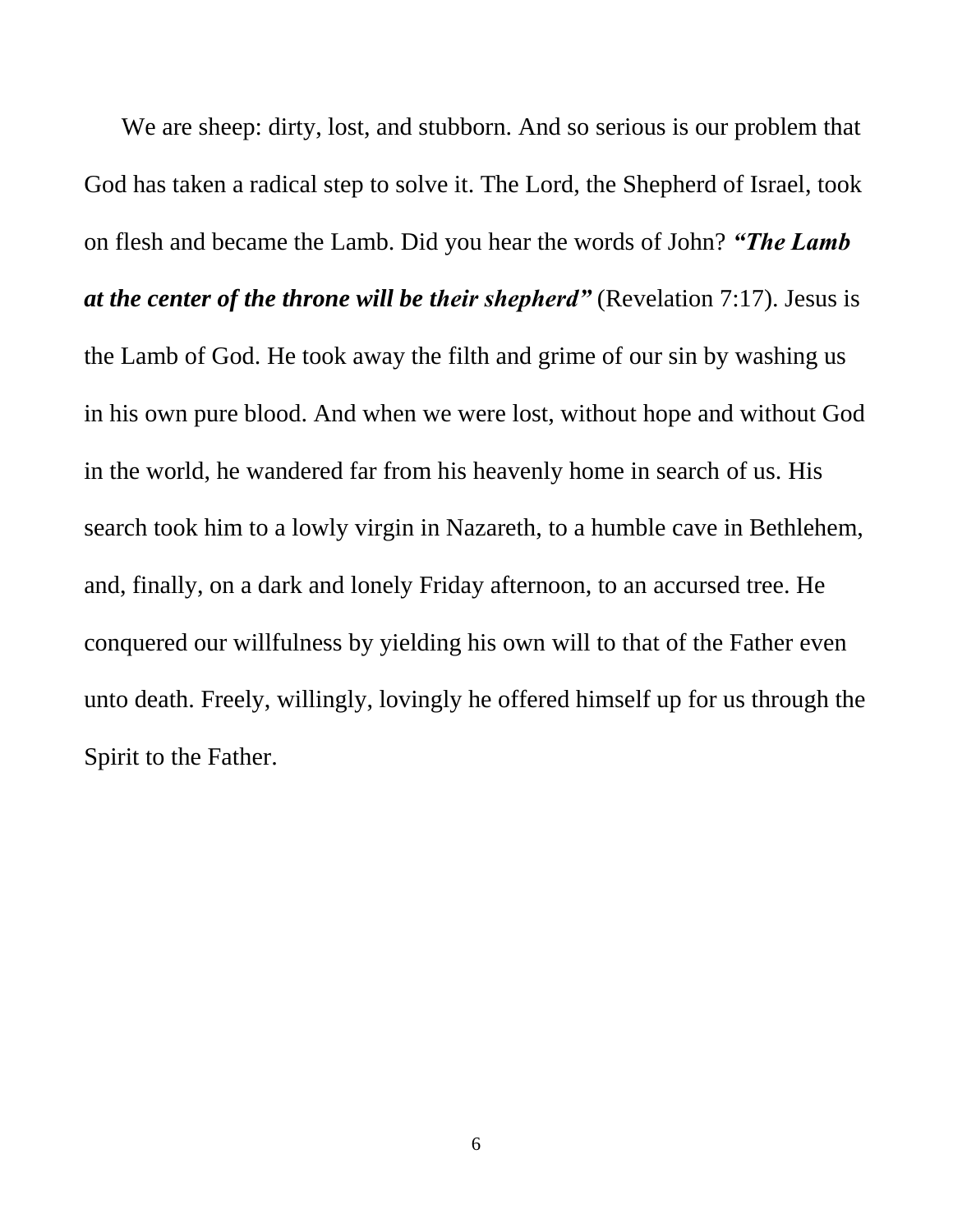We are sheep: dirty, lost, and stubborn. And so serious is our problem that God has taken a radical step to solve it. The Lord, the Shepherd of Israel, took on flesh and became the Lamb. Did you hear the words of John? ***"The Lamb at the center of the throne will be their shepherd"*** (Revelation 7:17). Jesus is the Lamb of God. He took away the filth and grime of our sin by washing us in his own pure blood. And when we were lost, without hope and without God in the world, he wandered far from his heavenly home in search of us. His search took him to a lowly virgin in Nazareth, to a humble cave in Bethlehem, and, finally, on a dark and lonely Friday afternoon, to an accursed tree. He conquered our willfulness by yielding his own will to that of the Father even unto death. Freely, willingly, lovingly he offered himself up for us through the Spirit to the Father.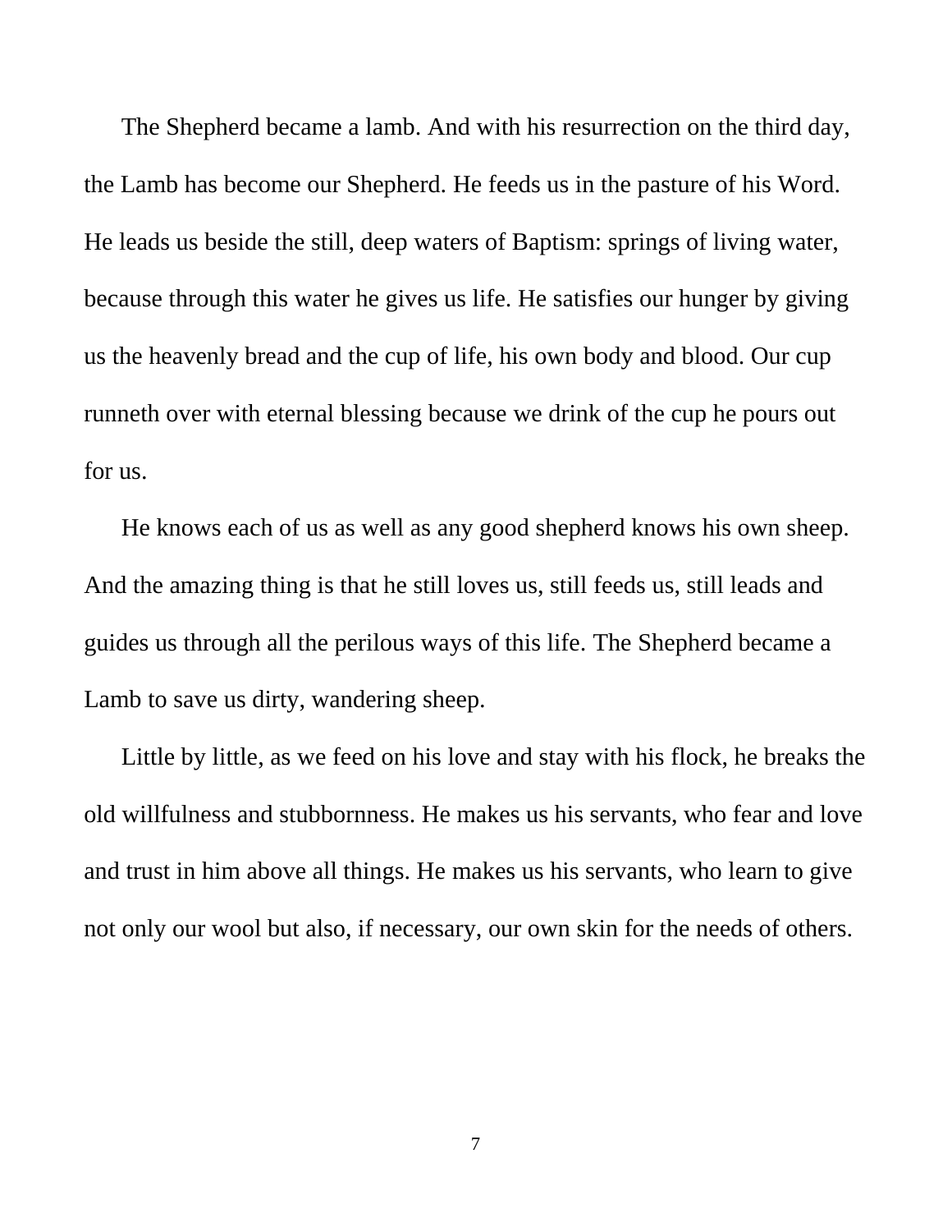The Shepherd became a lamb. And with his resurrection on the third day, the Lamb has become our Shepherd. He feeds us in the pasture of his Word. He leads us beside the still, deep waters of Baptism: springs of living water, because through this water he gives us life. He satisfies our hunger by giving us the heavenly bread and the cup of life, his own body and blood. Our cup runneth over with eternal blessing because we drink of the cup he pours out for us.

He knows each of us as well as any good shepherd knows his own sheep. And the amazing thing is that he still loves us, still feeds us, still leads and guides us through all the perilous ways of this life. The Shepherd became a Lamb to save us dirty, wandering sheep.

Little by little, as we feed on his love and stay with his flock, he breaks the old willfulness and stubbornness. He makes us his servants, who fear and love and trust in him above all things. He makes us his servants, who learn to give not only our wool but also, if necessary, our own skin for the needs of others.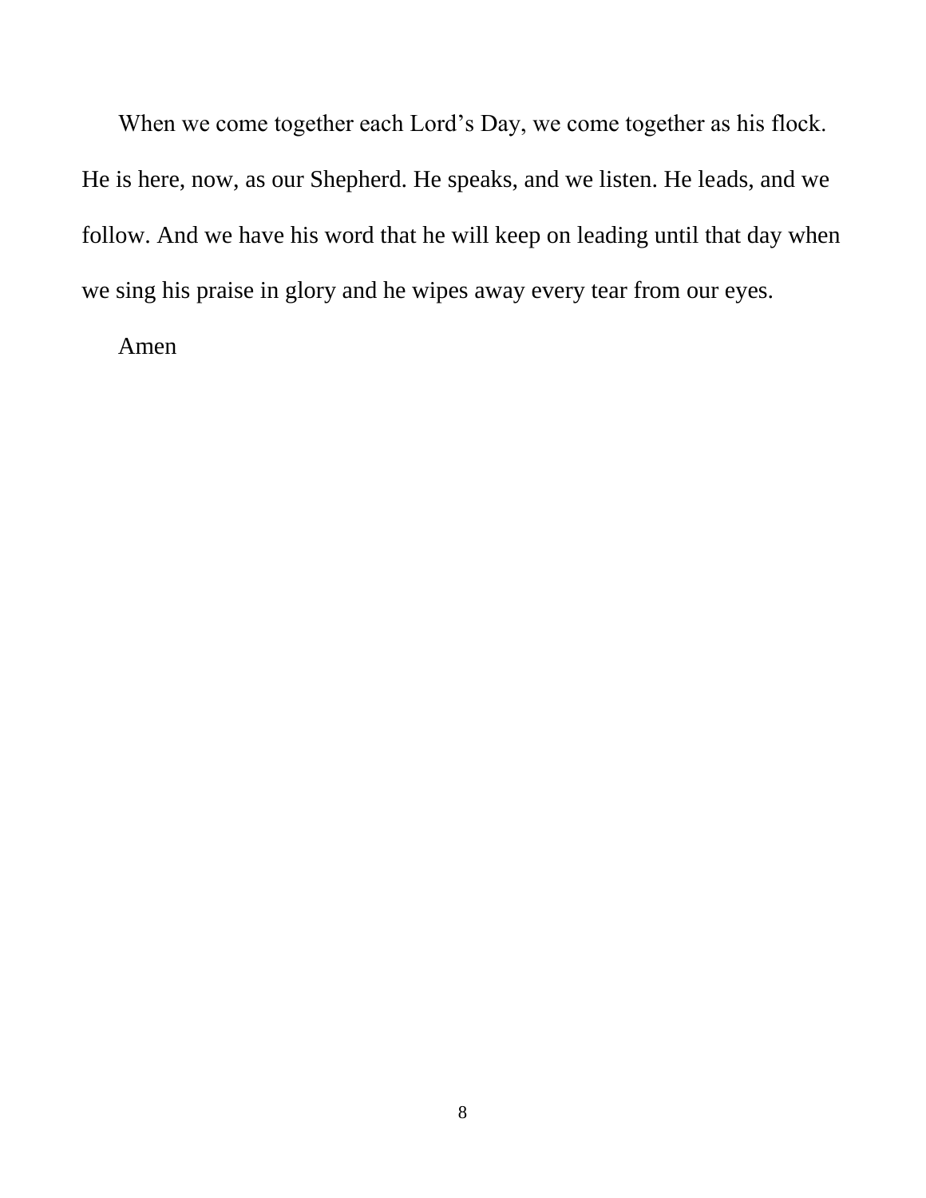When we come together each Lord’s Day, we come together as his flock. He is here, now, as our Shepherd. He speaks, and we listen. He leads, and we follow. And we have his word that he will keep on leading until that day when we sing his praise in glory and he wipes away every tear from our eyes.

Amen